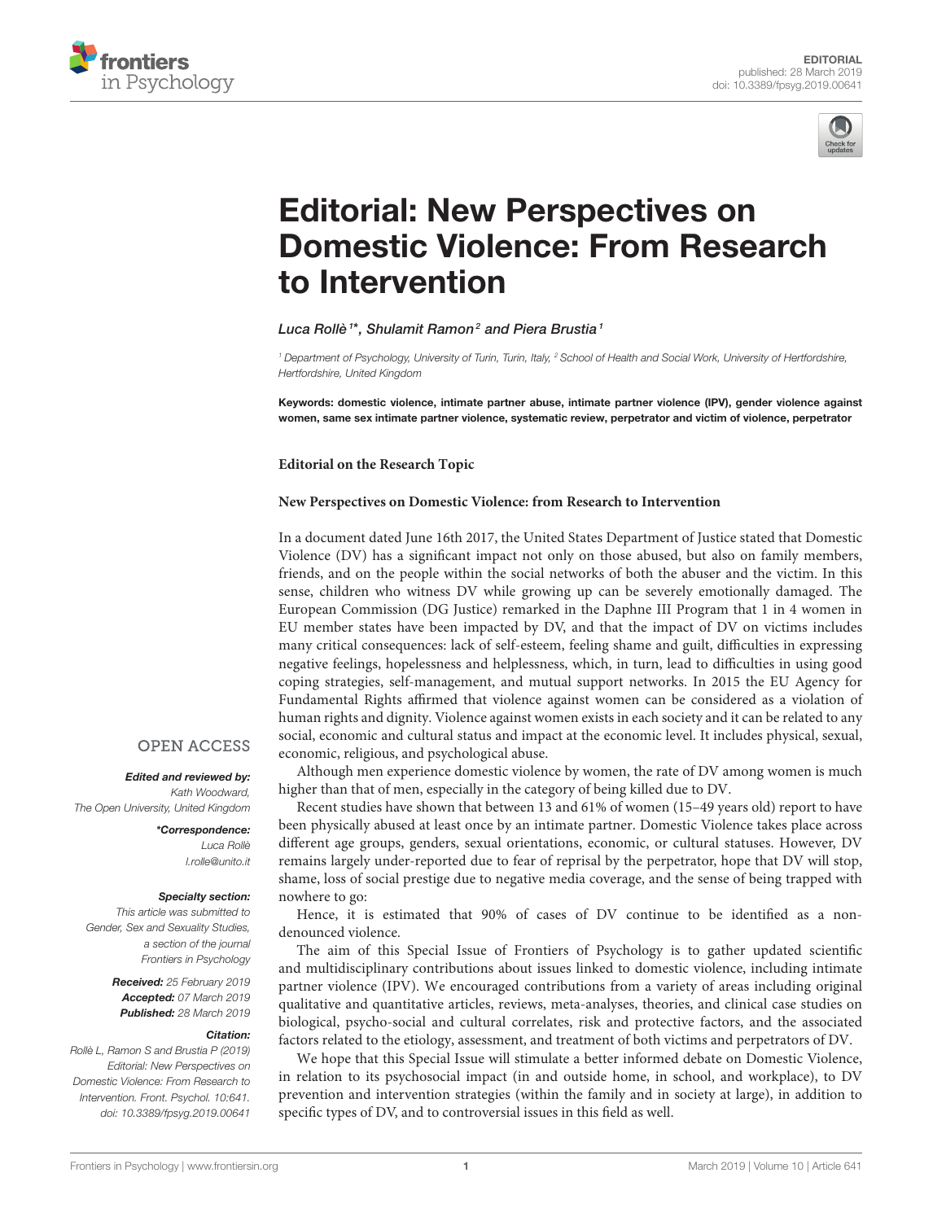EDITORIAL
published: 28 March 2019
doi: 10.3389/fpsyg.2019.00641

# Editorial: New Perspectives on Domestic Violence: From Research to Intervention

*Luca Rollè [1]\*, Shulamit Ramon [2] and Piera Brustia [1]*

[1] Department of Psychology, University of Turin, Turin, Italy, [2] School of Health and Social Work, University of Hertfordshire, Hertfordshire, United Kingdom

**Keywords: domestic violence, intimate partner abuse, intimate partner violence (IPV), gender violence against women, same sex intimate partner violence, systematic review, perpetrator and victim of violence, perpetrator**

OPEN ACCESS

***Edited and reviewed by:***
*Kath Woodward,*
*The Open University, United Kingdom*

***\*Correspondence:***
*Luca Rollè*
*l.rolle@unito.it*

***Specialty section:***
*This article was submitted to Gender, Sex and Sexuality Studies, a section of the journal Frontiers in Psychology*

***Received:*** *25 February 2019*
***Accepted:*** *07 March 2019*
***Published:*** *28 March 2019*

***Citation:***
*Rollè L, Ramon S and Brustia P (2019) Editorial: New Perspectives on Domestic Violence: From Research to Intervention. Front. Psychol. 10:641. doi: 10.3389/fpsyg.2019.00641*

**Editorial on the Research Topic**

**New Perspectives on Domestic Violence: from Research to Intervention**

In a document dated June 16th 2017, the United States Department of Justice stated that Domestic Violence (DV) has a significant impact not only on those abused, but also on family members, friends, and on the people within the social networks of both the abuser and the victim. In this sense, children who witness DV while growing up can be severely emotionally damaged. The European Commission (DG Justice) remarked in the Daphne III Program that 1 in 4 women in EU member states have been impacted by DV, and that the impact of DV on victims includes many critical consequences: lack of self-esteem, feeling shame and guilt, difficulties in expressing negative feelings, hopelessness and helplessness, which, in turn, lead to difficulties in using good coping strategies, self-management, and mutual support networks. In 2015 the EU Agency for Fundamental Rights affirmed that violence against women can be considered as a violation of human rights and dignity. Violence against women exists in each society and it can be related to any social, economic and cultural status and impact at the economic level. It includes physical, sexual, economic, religious, and psychological abuse.

Although men experience domestic violence by women, the rate of DV among women is much higher than that of men, especially in the category of being killed due to DV.

Recent studies have shown that between 13 and 61% of women (15–49 years old) report to have been physically abused at least once by an intimate partner. Domestic Violence takes place across different age groups, genders, sexual orientations, economic, or cultural statuses. However, DV remains largely under-reported due to fear of reprisal by the perpetrator, hope that DV will stop, shame, loss of social prestige due to negative media coverage, and the sense of being trapped with nowhere to go:

Hence, it is estimated that 90% of cases of DV continue to be identified as a non-denounced violence.

The aim of this Special Issue of Frontiers of Psychology is to gather updated scientific and multidisciplinary contributions about issues linked to domestic violence, including intimate partner violence (IPV). We encouraged contributions from a variety of areas including original qualitative and quantitative articles, reviews, meta-analyses, theories, and clinical case studies on biological, psycho-social and cultural correlates, risk and protective factors, and the associated factors related to the etiology, assessment, and treatment of both victims and perpetrators of DV.

We hope that this Special Issue will stimulate a better informed debate on Domestic Violence, in relation to its psychosocial impact (in and outside home, in school, and workplace), to DV prevention and intervention strategies (within the family and in society at large), in addition to specific types of DV, and to controversial issues in this field as well.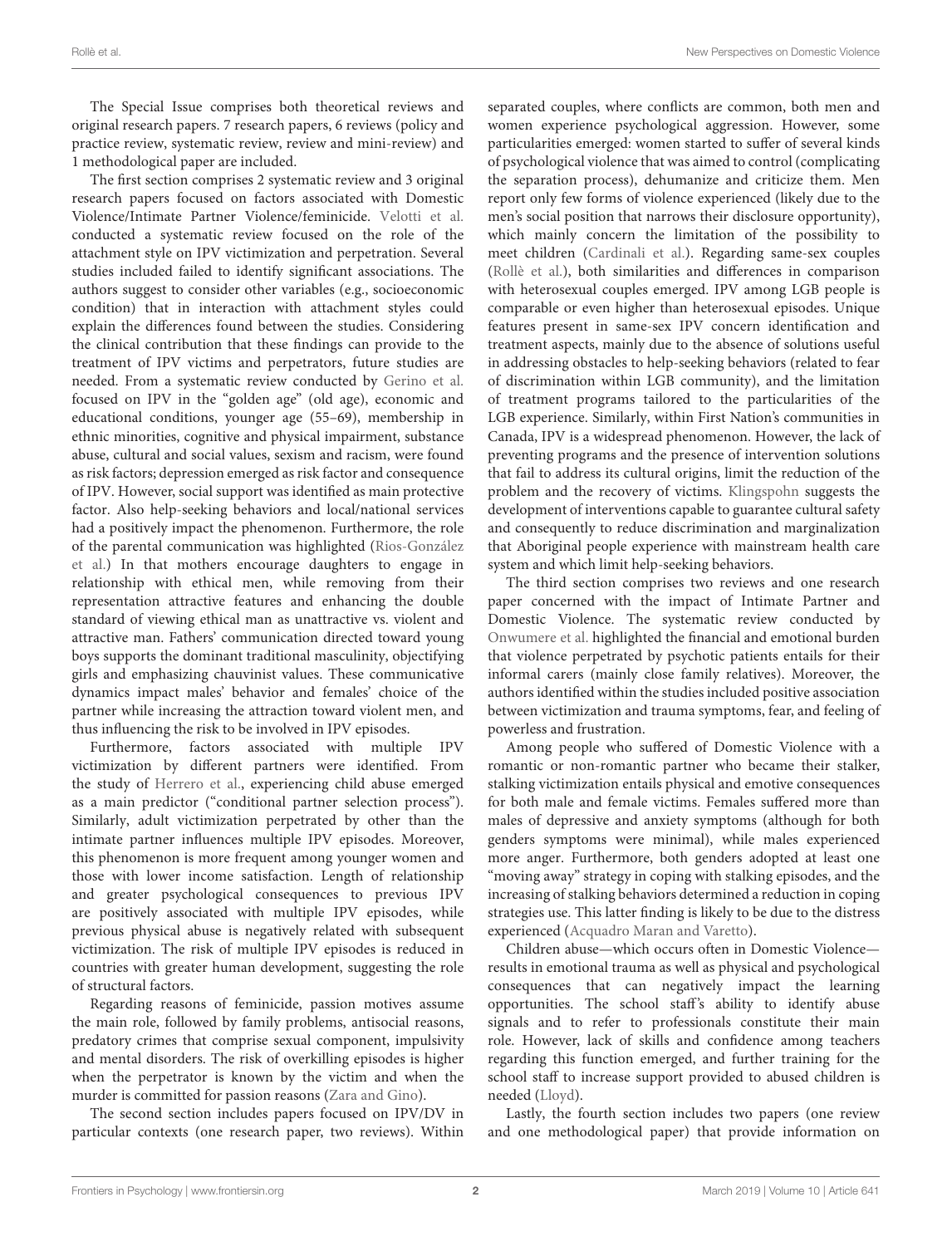The Special Issue comprises both theoretical reviews and original research papers. 7 research papers, 6 reviews (policy and practice review, systematic review, review and mini-review) and 1 methodological paper are included.

The first section comprises 2 systematic review and 3 original research papers focused on factors associated with Domestic Violence/Intimate Partner Violence/feminicide. Velotti et al. conducted a systematic review focused on the role of the attachment style on IPV victimization and perpetration. Several studies included failed to identify significant associations. The authors suggest to consider other variables (e.g., socioeconomic condition) that in interaction with attachment styles could explain the differences found between the studies. Considering the clinical contribution that these findings can provide to the treatment of IPV victims and perpetrators, future studies are needed. From a systematic review conducted by Gerino et al. focused on IPV in the "golden age" (old age), economic and educational conditions, younger age (55–69), membership in ethnic minorities, cognitive and physical impairment, substance abuse, cultural and social values, sexism and racism, were found as risk factors; depression emerged as risk factor and consequence of IPV. However, social support was identified as main protective factor. Also help-seeking behaviors and local/national services had a positively impact the phenomenon. Furthermore, the role of the parental communication was highlighted (Rios-González et al.) In that mothers encourage daughters to engage in relationship with ethical men, while removing from their representation attractive features and enhancing the double standard of viewing ethical man as unattractive vs. violent and attractive man. Fathers' communication directed toward young boys supports the dominant traditional masculinity, objectifying girls and emphasizing chauvinist values. These communicative dynamics impact males' behavior and females' choice of the partner while increasing the attraction toward violent men, and thus influencing the risk to be involved in IPV episodes.

Furthermore, factors associated with multiple IPV victimization by different partners were identified. From the study of Herrero et al., experiencing child abuse emerged as a main predictor ("conditional partner selection process"). Similarly, adult victimization perpetrated by other than the intimate partner influences multiple IPV episodes. Moreover, this phenomenon is more frequent among younger women and those with lower income satisfaction. Length of relationship and greater psychological consequences to previous IPV are positively associated with multiple IPV episodes, while previous physical abuse is negatively related with subsequent victimization. The risk of multiple IPV episodes is reduced in countries with greater human development, suggesting the role of structural factors.

Regarding reasons of feminicide, passion motives assume the main role, followed by family problems, antisocial reasons, predatory crimes that comprise sexual component, impulsivity and mental disorders. The risk of overkilling episodes is higher when the perpetrator is known by the victim and when the murder is committed for passion reasons (Zara and Gino).

The second section includes papers focused on IPV/DV in particular contexts (one research paper, two reviews). Within separated couples, where conflicts are common, both men and women experience psychological aggression. However, some particularities emerged: women started to suffer of several kinds of psychological violence that was aimed to control (complicating the separation process), dehumanize and criticize them. Men report only few forms of violence experienced (likely due to the men's social position that narrows their disclosure opportunity), which mainly concern the limitation of the possibility to meet children (Cardinali et al.). Regarding same-sex couples (Rollè et al.), both similarities and differences in comparison with heterosexual couples emerged. IPV among LGB people is comparable or even higher than heterosexual episodes. Unique features present in same-sex IPV concern identification and treatment aspects, mainly due to the absence of solutions useful in addressing obstacles to help-seeking behaviors (related to fear of discrimination within LGB community), and the limitation of treatment programs tailored to the particularities of the LGB experience. Similarly, within First Nation's communities in Canada, IPV is a widespread phenomenon. However, the lack of preventing programs and the presence of intervention solutions that fail to address its cultural origins, limit the reduction of the problem and the recovery of victims. Klingspohn suggests the development of interventions capable to guarantee cultural safety and consequently to reduce discrimination and marginalization that Aboriginal people experience with mainstream health care system and which limit help-seeking behaviors.

The third section comprises two reviews and one research paper concerned with the impact of Intimate Partner and Domestic Violence. The systematic review conducted by Onwumere et al. highlighted the financial and emotional burden that violence perpetrated by psychotic patients entails for their informal carers (mainly close family relatives). Moreover, the authors identified within the studies included positive association between victimization and trauma symptoms, fear, and feeling of powerless and frustration.

Among people who suffered of Domestic Violence with a romantic or non-romantic partner who became their stalker, stalking victimization entails physical and emotive consequences for both male and female victims. Females suffered more than males of depressive and anxiety symptoms (although for both genders symptoms were minimal), while males experienced more anger. Furthermore, both genders adopted at least one "moving away" strategy in coping with stalking episodes, and the increasing of stalking behaviors determined a reduction in coping strategies use. This latter finding is likely to be due to the distress experienced (Acquadro Maran and Varetto).

Children abuse—which occurs often in Domestic Violence—results in emotional trauma as well as physical and psychological consequences that can negatively impact the learning opportunities. The school staff's ability to identify abuse signals and to refer to professionals constitute their main role. However, lack of skills and confidence among teachers regarding this function emerged, and further training for the school staff to increase support provided to abused children is needed (Lloyd).

Lastly, the fourth section includes two papers (one review and one methodological paper) that provide information on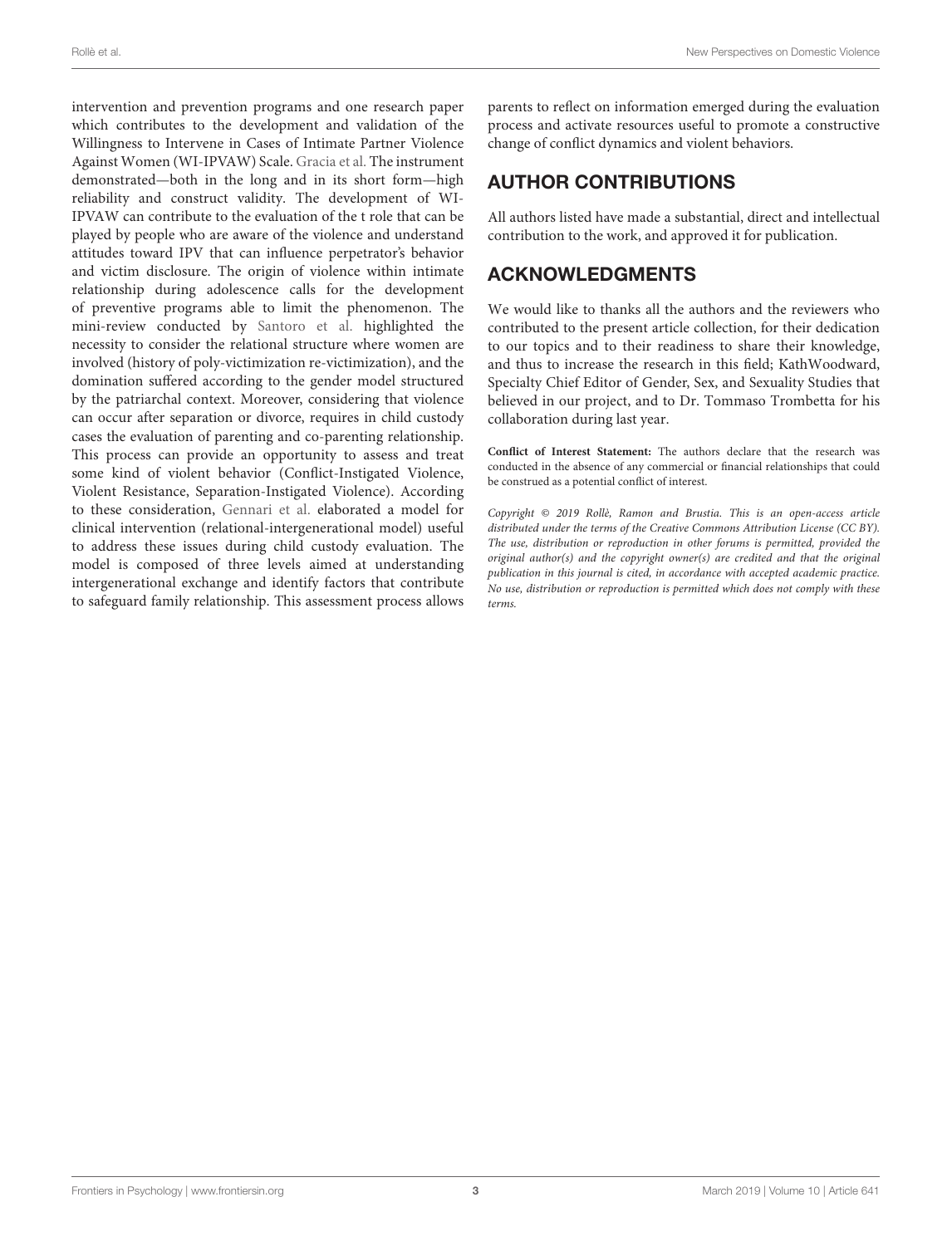intervention and prevention programs and one research paper which contributes to the development and validation of the Willingness to Intervene in Cases of Intimate Partner Violence Against Women (WI-IPVAW) Scale. Gracia et al. The instrument demonstrated—both in the long and in its short form—high reliability and construct validity. The development of WI-IPVAW can contribute to the evaluation of the t role that can be played by people who are aware of the violence and understand attitudes toward IPV that can influence perpetrator's behavior and victim disclosure. The origin of violence within intimate relationship during adolescence calls for the development of preventive programs able to limit the phenomenon. The mini-review conducted by Santoro et al. highlighted the necessity to consider the relational structure where women are involved (history of poly-victimization re-victimization), and the domination suffered according to the gender model structured by the patriarchal context. Moreover, considering that violence can occur after separation or divorce, requires in child custody cases the evaluation of parenting and co-parenting relationship. This process can provide an opportunity to assess and treat some kind of violent behavior (Conflict-Instigated Violence, Violent Resistance, Separation-Instigated Violence). According to these consideration, Gennari et al. elaborated a model for clinical intervention (relational-intergenerational model) useful to address these issues during child custody evaluation. The model is composed of three levels aimed at understanding intergenerational exchange and identify factors that contribute to safeguard family relationship. This assessment process allows parents to reflect on information emerged during the evaluation process and activate resources useful to promote a constructive change of conflict dynamics and violent behaviors.

## AUTHOR CONTRIBUTIONS

All authors listed have made a substantial, direct and intellectual contribution to the work, and approved it for publication.

## ACKNOWLEDGMENTS

We would like to thanks all the authors and the reviewers who contributed to the present article collection, for their dedication to our topics and to their readiness to share their knowledge, and thus to increase the research in this field; KathWoodward, Specialty Chief Editor of Gender, Sex, and Sexuality Studies that believed in our project, and to Dr. Tommaso Trombetta for his collaboration during last year.

**Conflict of Interest Statement:** The authors declare that the research was conducted in the absence of any commercial or financial relationships that could be construed as a potential conflict of interest.

*Copyright © 2019 Rollè, Ramon and Brustia. This is an open-access article distributed under the terms of the Creative Commons Attribution License (CC BY). The use, distribution or reproduction in other forums is permitted, provided the original author(s) and the copyright owner(s) are credited and that the original publication in this journal is cited, in accordance with accepted academic practice. No use, distribution or reproduction is permitted which does not comply with these terms.*